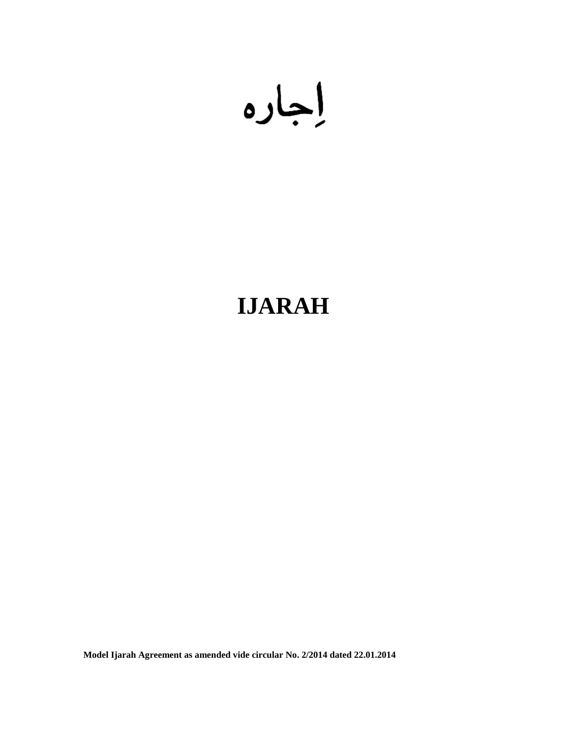# اِجارہ

# IJARAH

**Model Ijarah Agreement as amended vide circular No. 2/2014 dated 22.01.2014**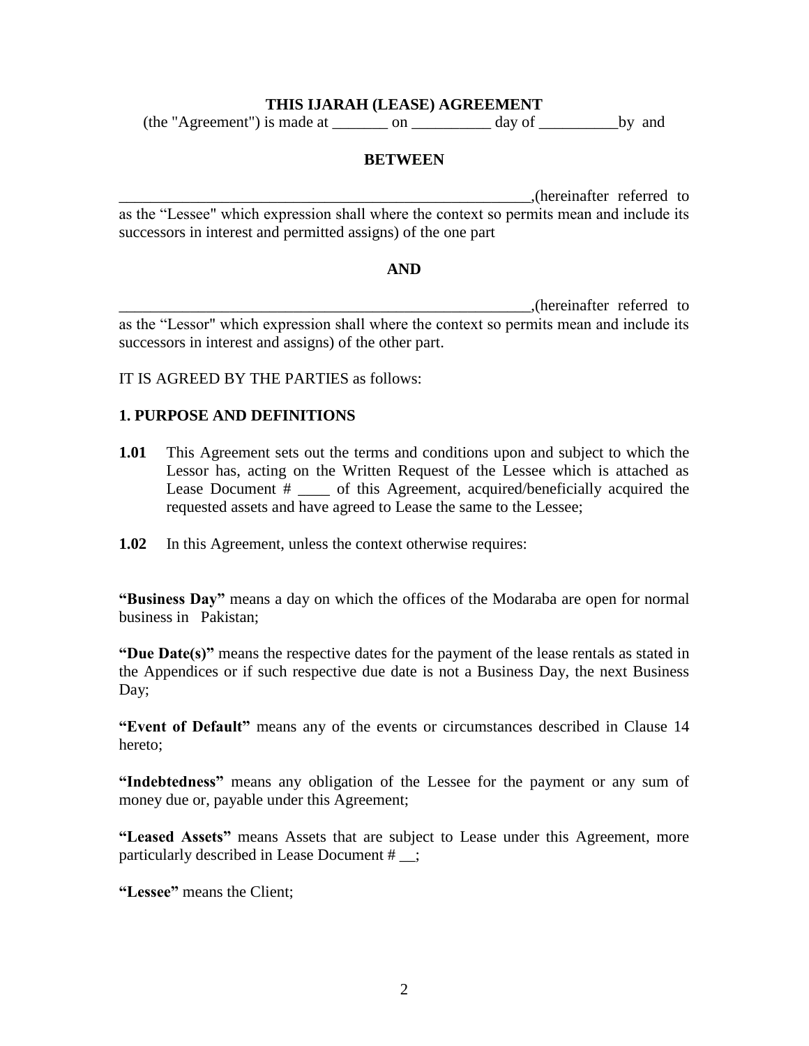**THIS IJARAH (LEASE) AGREEMENT**

(the "Agreement") is made at _______ on __________ day of __________by and

**BETWEEN**

______________________________________________________,(hereinafter referred to as the "Lessee" which expression shall where the context so permits mean and include its successors in interest and permitted assigns) of the one part

**AND**

______________________________________________________,(hereinafter referred to as the "Lessor" which expression shall where the context so permits mean and include its successors in interest and assigns) of the other part.

IT IS AGREED BY THE PARTIES as follows:

**1. PURPOSE AND DEFINITIONS**

**1.01** This Agreement sets out the terms and conditions upon and subject to which the Lessor has, acting on the Written Request of the Lessee which is attached as Lease Document # ____ of this Agreement, acquired/beneficially acquired the requested assets and have agreed to Lease the same to the Lessee;

**1.02** In this Agreement, unless the context otherwise requires:

**"Business Day"** means a day on which the offices of the Modaraba are open for normal business in Pakistan;

**"Due Date(s)"** means the respective dates for the payment of the lease rentals as stated in the Appendices or if such respective due date is not a Business Day, the next Business Day;

**"Event of Default"** means any of the events or circumstances described in Clause 14 hereto;

**"Indebtedness"** means any obligation of the Lessee for the payment or any sum of money due or, payable under this Agreement;

**"Leased Assets"** means Assets that are subject to Lease under this Agreement, more particularly described in Lease Document # __;

**"Lessee"** means the Client;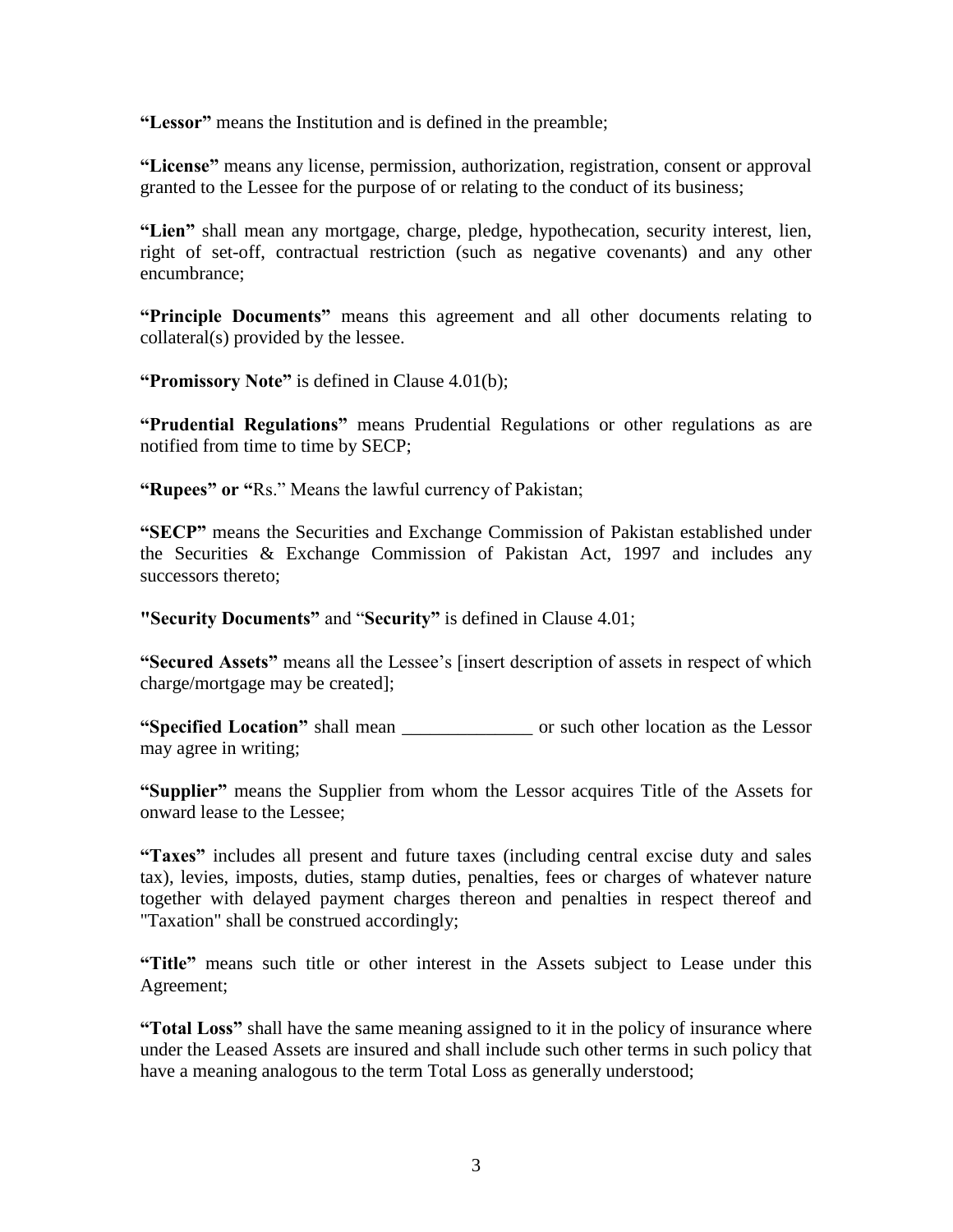**"Lessor"** means the Institution and is defined in the preamble;

**"License"** means any license, permission, authorization, registration, consent or approval granted to the Lessee for the purpose of or relating to the conduct of its business;

**"Lien"** shall mean any mortgage, charge, pledge, hypothecation, security interest, lien, right of set-off, contractual restriction (such as negative covenants) and any other encumbrance;

**"Principle Documents"** means this agreement and all other documents relating to collateral(s) provided by the lessee.

**"Promissory Note"** is defined in Clause 4.01(b);

**"Prudential Regulations"** means Prudential Regulations or other regulations as are notified from time to time by SECP;

**"Rupees" or "**Rs." Means the lawful currency of Pakistan;

**"SECP"** means the Securities and Exchange Commission of Pakistan established under the Securities & Exchange Commission of Pakistan Act, 1997 and includes any successors thereto;

**"Security Documents"** and "**Security"** is defined in Clause 4.01;

**"Secured Assets"** means all the Lessee's [insert description of assets in respect of which charge/mortgage may be created];

**"Specified Location"** shall mean ______________ or such other location as the Lessor may agree in writing;

**"Supplier"** means the Supplier from whom the Lessor acquires Title of the Assets for onward lease to the Lessee;

**"Taxes"** includes all present and future taxes (including central excise duty and sales tax), levies, imposts, duties, stamp duties, penalties, fees or charges of whatever nature together with delayed payment charges thereon and penalties in respect thereof and "Taxation" shall be construed accordingly;

**"Title"** means such title or other interest in the Assets subject to Lease under this Agreement;

**"Total Loss"** shall have the same meaning assigned to it in the policy of insurance where under the Leased Assets are insured and shall include such other terms in such policy that have a meaning analogous to the term Total Loss as generally understood;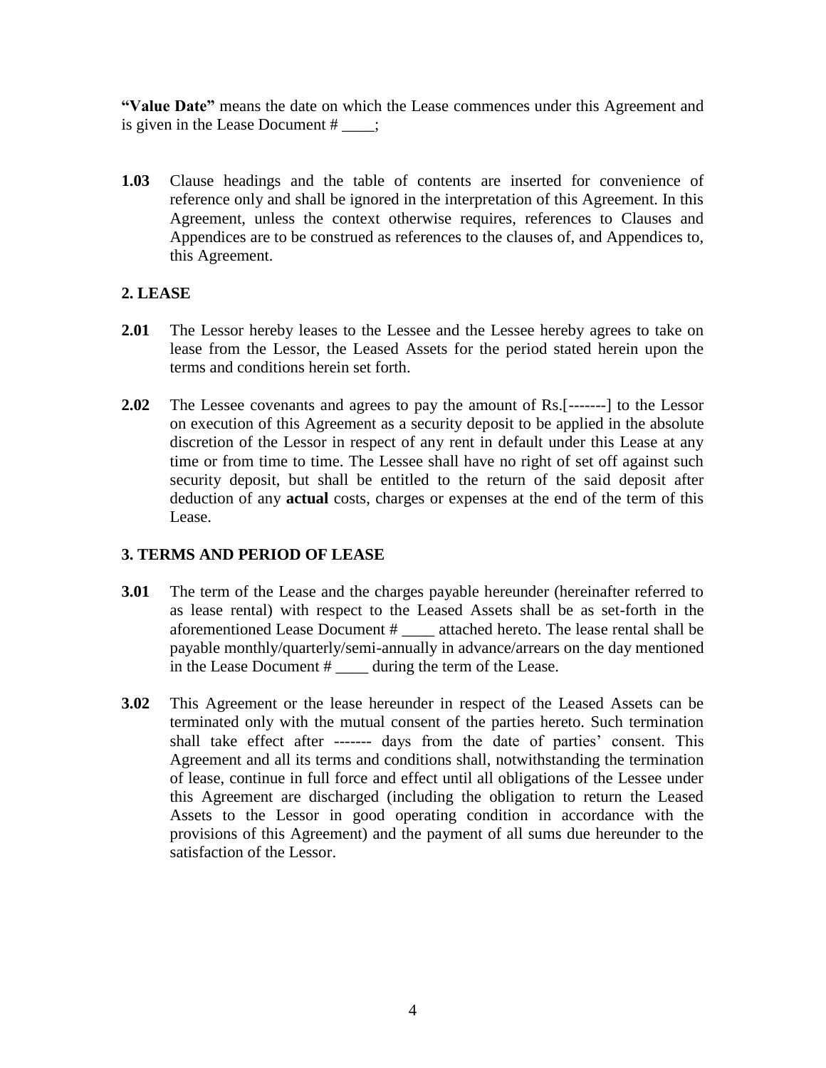**"Value Date"** means the date on which the Lease commences under this Agreement and is given in the Lease Document # ____;

**1.03** Clause headings and the table of contents are inserted for convenience of reference only and shall be ignored in the interpretation of this Agreement. In this Agreement, unless the context otherwise requires, references to Clauses and Appendices are to be construed as references to the clauses of, and Appendices to, this Agreement.

## 2. LEASE

**2.01** The Lessor hereby leases to the Lessee and the Lessee hereby agrees to take on lease from the Lessor, the Leased Assets for the period stated herein upon the terms and conditions herein set forth.

**2.02** The Lessee covenants and agrees to pay the amount of Rs.[-------] to the Lessor on execution of this Agreement as a security deposit to be applied in the absolute discretion of the Lessor in respect of any rent in default under this Lease at any time or from time to time. The Lessee shall have no right of set off against such security deposit, but shall be entitled to the return of the said deposit after deduction of any **actual** costs, charges or expenses at the end of the term of this Lease.

## 3. TERMS AND PERIOD OF LEASE

**3.01** The term of the Lease and the charges payable hereunder (hereinafter referred to as lease rental) with respect to the Leased Assets shall be as set-forth in the aforementioned Lease Document # ____ attached hereto. The lease rental shall be payable monthly/quarterly/semi-annually in advance/arrears on the day mentioned in the Lease Document # ____ during the term of the Lease.

**3.02** This Agreement or the lease hereunder in respect of the Leased Assets can be terminated only with the mutual consent of the parties hereto. Such termination shall take effect after ------- days from the date of parties' consent. This Agreement and all its terms and conditions shall, notwithstanding the termination of lease, continue in full force and effect until all obligations of the Lessee under this Agreement are discharged (including the obligation to return the Leased Assets to the Lessor in good operating condition in accordance with the provisions of this Agreement) and the payment of all sums due hereunder to the satisfaction of the Lessor.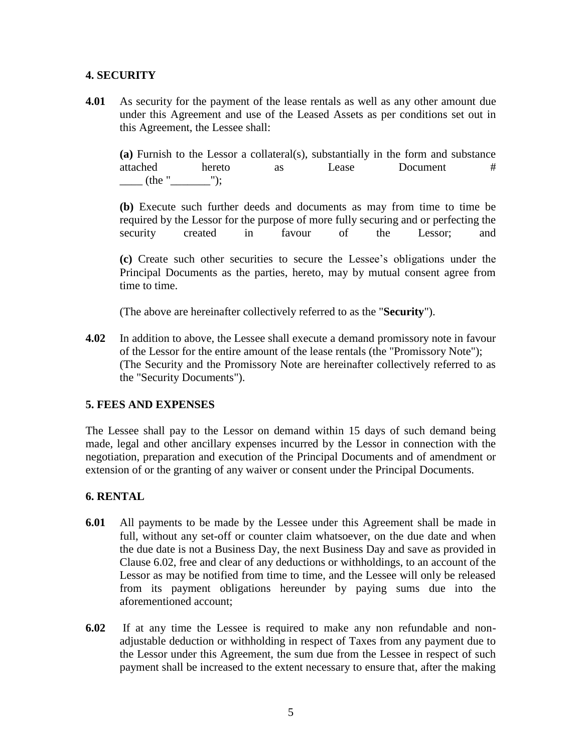## 4. SECURITY

**4.01** As security for the payment of the lease rentals as well as any other amount due under this Agreement and use of the Leased Assets as per conditions set out in this Agreement, the Lessee shall:

**(a)** Furnish to the Lessor a collateral(s), substantially in the form and substance attached hereto as Lease Document # ____ (the "_______");

**(b)** Execute such further deeds and documents as may from time to time be required by the Lessor for the purpose of more fully securing and or perfecting the security created in favour of the Lessor; and

**(c)** Create such other securities to secure the Lessee's obligations under the Principal Documents as the parties, hereto, may by mutual consent agree from time to time.

(The above are hereinafter collectively referred to as the "**Security**").

**4.02** In addition to above, the Lessee shall execute a demand promissory note in favour of the Lessor for the entire amount of the lease rentals (the "Promissory Note"); (The Security and the Promissory Note are hereinafter collectively referred to as the "Security Documents").

## 5. FEES AND EXPENSES

The Lessee shall pay to the Lessor on demand within 15 days of such demand being made, legal and other ancillary expenses incurred by the Lessor in connection with the negotiation, preparation and execution of the Principal Documents and of amendment or extension of or the granting of any waiver or consent under the Principal Documents.

## 6. RENTAL

**6.01** All payments to be made by the Lessee under this Agreement shall be made in full, without any set-off or counter claim whatsoever, on the due date and when the due date is not a Business Day, the next Business Day and save as provided in Clause 6.02, free and clear of any deductions or withholdings, to an account of the Lessor as may be notified from time to time, and the Lessee will only be released from its payment obligations hereunder by paying sums due into the aforementioned account;

**6.02** If at any time the Lessee is required to make any non refundable and non-adjustable deduction or withholding in respect of Taxes from any payment due to the Lessor under this Agreement, the sum due from the Lessee in respect of such payment shall be increased to the extent necessary to ensure that, after the making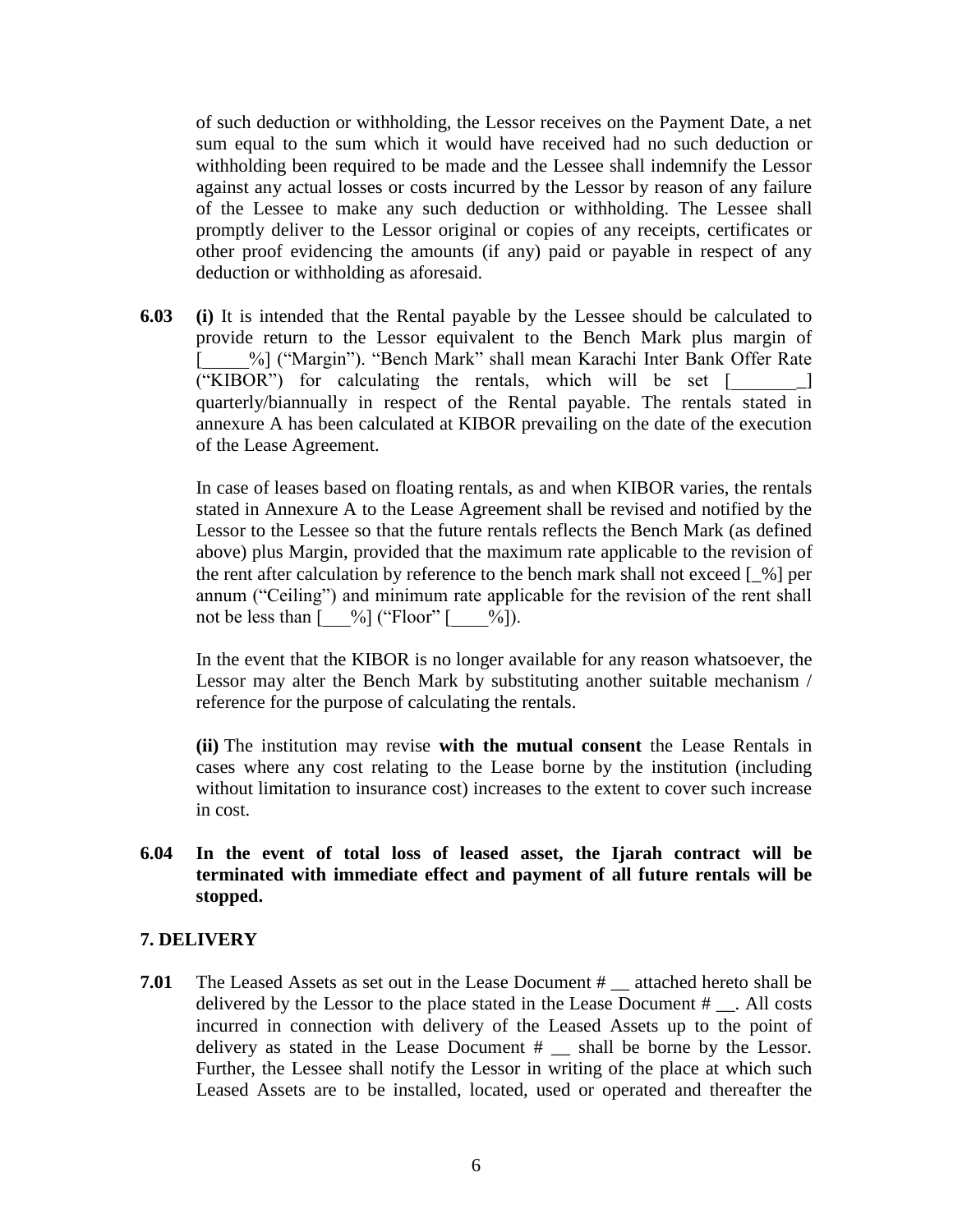of such deduction or withholding, the Lessor receives on the Payment Date, a net sum equal to the sum which it would have received had no such deduction or withholding been required to be made and the Lessee shall indemnify the Lessor against any actual losses or costs incurred by the Lessor by reason of any failure of the Lessee to make any such deduction or withholding. The Lessee shall promptly deliver to the Lessor original or copies of any receipts, certificates or other proof evidencing the amounts (if any) paid or payable in respect of any deduction or withholding as aforesaid.

**6.03** **(i)** It is intended that the Rental payable by the Lessee should be calculated to provide return to the Lessor equivalent to the Bench Mark plus margin of [_____%] ("Margin"). "Bench Mark" shall mean Karachi Inter Bank Offer Rate ("KIBOR") for calculating the rentals, which will be set [________] quarterly/biannually in respect of the Rental payable. The rentals stated in annexure A has been calculated at KIBOR prevailing on the date of the execution of the Lease Agreement.

In case of leases based on floating rentals, as and when KIBOR varies, the rentals stated in Annexure A to the Lease Agreement shall be revised and notified by the Lessor to the Lessee so that the future rentals reflects the Bench Mark (as defined above) plus Margin, provided that the maximum rate applicable to the revision of the rent after calculation by reference to the bench mark shall not exceed [_%] per annum ("Ceiling") and minimum rate applicable for the revision of the rent shall not be less than [___%] ("Floor" [____%]).

In the event that the KIBOR is no longer available for any reason whatsoever, the Lessor may alter the Bench Mark by substituting another suitable mechanism / reference for the purpose of calculating the rentals.

**(ii)** The institution may revise **with the mutual consent** the Lease Rentals in cases where any cost relating to the Lease borne by the institution (including without limitation to insurance cost) increases to the extent to cover such increase in cost.

**6.04** **In the event of total loss of leased asset, the Ijarah contract will be terminated with immediate effect and payment of all future rentals will be stopped.**

## 7. DELIVERY

**7.01** The Leased Assets as set out in the Lease Document # __ attached hereto shall be delivered by the Lessor to the place stated in the Lease Document # __. All costs incurred in connection with delivery of the Leased Assets up to the point of delivery as stated in the Lease Document # __ shall be borne by the Lessor. Further, the Lessee shall notify the Lessor in writing of the place at which such Leased Assets are to be installed, located, used or operated and thereafter the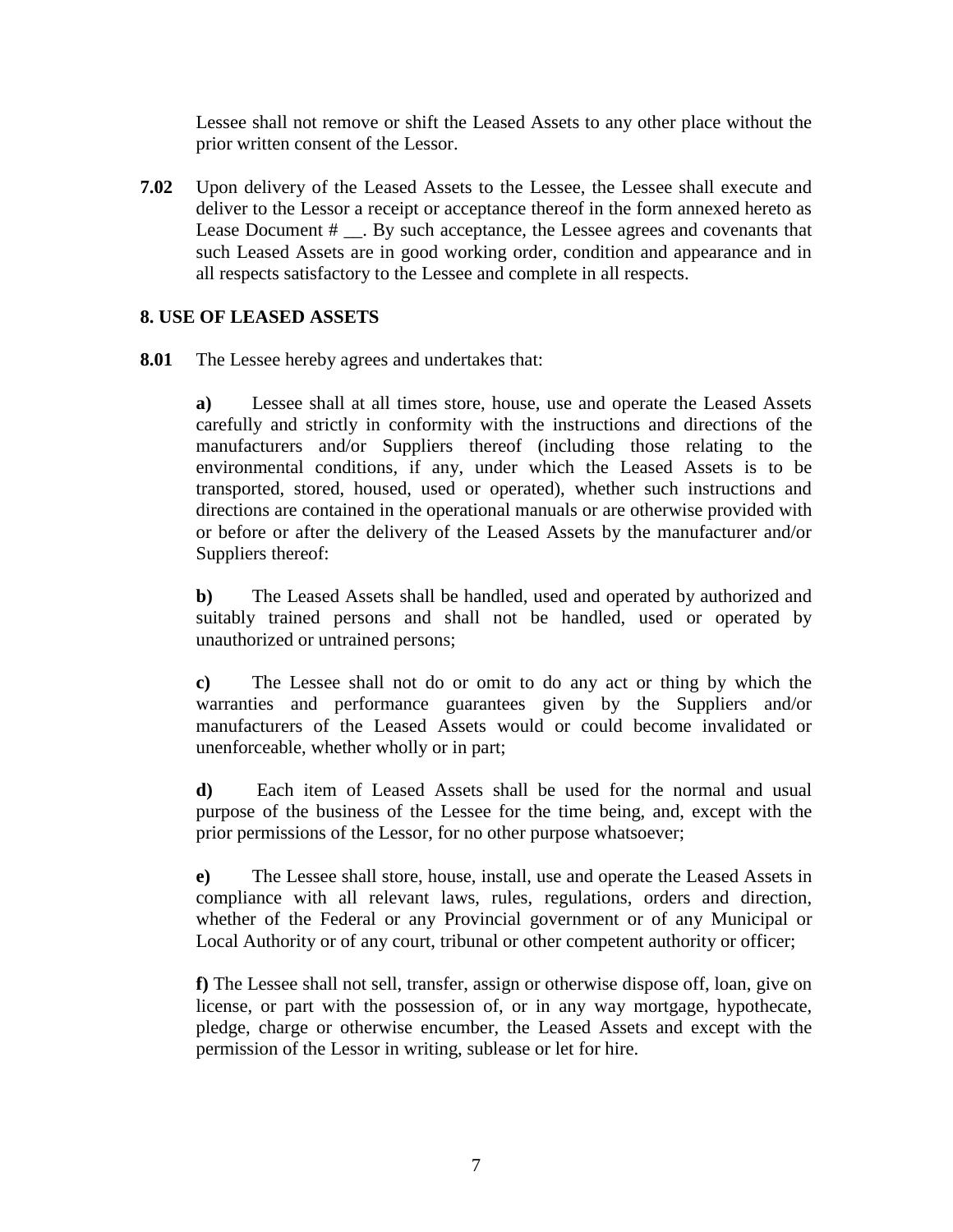Lessee shall not remove or shift the Leased Assets to any other place without the prior written consent of the Lessor.

**7.02** Upon delivery of the Leased Assets to the Lessee, the Lessee shall execute and deliver to the Lessor a receipt or acceptance thereof in the form annexed hereto as Lease Document # __. By such acceptance, the Lessee agrees and covenants that such Leased Assets are in good working order, condition and appearance and in all respects satisfactory to the Lessee and complete in all respects.

## 8. USE OF LEASED ASSETS

**8.01** The Lessee hereby agrees and undertakes that:

**a)** Lessee shall at all times store, house, use and operate the Leased Assets carefully and strictly in conformity with the instructions and directions of the manufacturers and/or Suppliers thereof (including those relating to the environmental conditions, if any, under which the Leased Assets is to be transported, stored, housed, used or operated), whether such instructions and directions are contained in the operational manuals or are otherwise provided with or before or after the delivery of the Leased Assets by the manufacturer and/or Suppliers thereof:

**b)** The Leased Assets shall be handled, used and operated by authorized and suitably trained persons and shall not be handled, used or operated by unauthorized or untrained persons;

**c)** The Lessee shall not do or omit to do any act or thing by which the warranties and performance guarantees given by the Suppliers and/or manufacturers of the Leased Assets would or could become invalidated or unenforceable, whether wholly or in part;

**d)** Each item of Leased Assets shall be used for the normal and usual purpose of the business of the Lessee for the time being, and, except with the prior permissions of the Lessor, for no other purpose whatsoever;

**e)** The Lessee shall store, house, install, use and operate the Leased Assets in compliance with all relevant laws, rules, regulations, orders and direction, whether of the Federal or any Provincial government or of any Municipal or Local Authority or of any court, tribunal or other competent authority or officer;

**f)** The Lessee shall not sell, transfer, assign or otherwise dispose off, loan, give on license, or part with the possession of, or in any way mortgage, hypothecate, pledge, charge or otherwise encumber, the Leased Assets and except with the permission of the Lessor in writing, sublease or let for hire.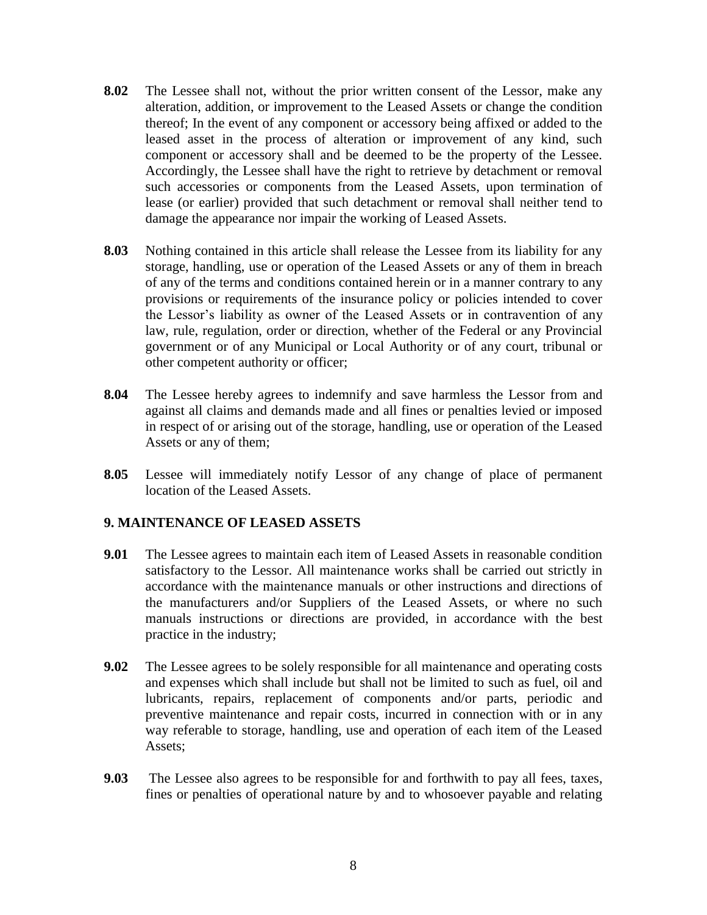**8.02** The Lessee shall not, without the prior written consent of the Lessor, make any alteration, addition, or improvement to the Leased Assets or change the condition thereof; In the event of any component or accessory being affixed or added to the leased asset in the process of alteration or improvement of any kind, such component or accessory shall and be deemed to be the property of the Lessee. Accordingly, the Lessee shall have the right to retrieve by detachment or removal such accessories or components from the Leased Assets, upon termination of lease (or earlier) provided that such detachment or removal shall neither tend to damage the appearance nor impair the working of Leased Assets.

**8.03** Nothing contained in this article shall release the Lessee from its liability for any storage, handling, use or operation of the Leased Assets or any of them in breach of any of the terms and conditions contained herein or in a manner contrary to any provisions or requirements of the insurance policy or policies intended to cover the Lessor's liability as owner of the Leased Assets or in contravention of any law, rule, regulation, order or direction, whether of the Federal or any Provincial government or of any Municipal or Local Authority or of any court, tribunal or other competent authority or officer;

**8.04** The Lessee hereby agrees to indemnify and save harmless the Lessor from and against all claims and demands made and all fines or penalties levied or imposed in respect of or arising out of the storage, handling, use or operation of the Leased Assets or any of them;

**8.05** Lessee will immediately notify Lessor of any change of place of permanent location of the Leased Assets.

## 9. MAINTENANCE OF LEASED ASSETS

**9.01** The Lessee agrees to maintain each item of Leased Assets in reasonable condition satisfactory to the Lessor. All maintenance works shall be carried out strictly in accordance with the maintenance manuals or other instructions and directions of the manufacturers and/or Suppliers of the Leased Assets, or where no such manuals instructions or directions are provided, in accordance with the best practice in the industry;

**9.02** The Lessee agrees to be solely responsible for all maintenance and operating costs and expenses which shall include but shall not be limited to such as fuel, oil and lubricants, repairs, replacement of components and/or parts, periodic and preventive maintenance and repair costs, incurred in connection with or in any way referable to storage, handling, use and operation of each item of the Leased Assets;

**9.03** The Lessee also agrees to be responsible for and forthwith to pay all fees, taxes, fines or penalties of operational nature by and to whosoever payable and relating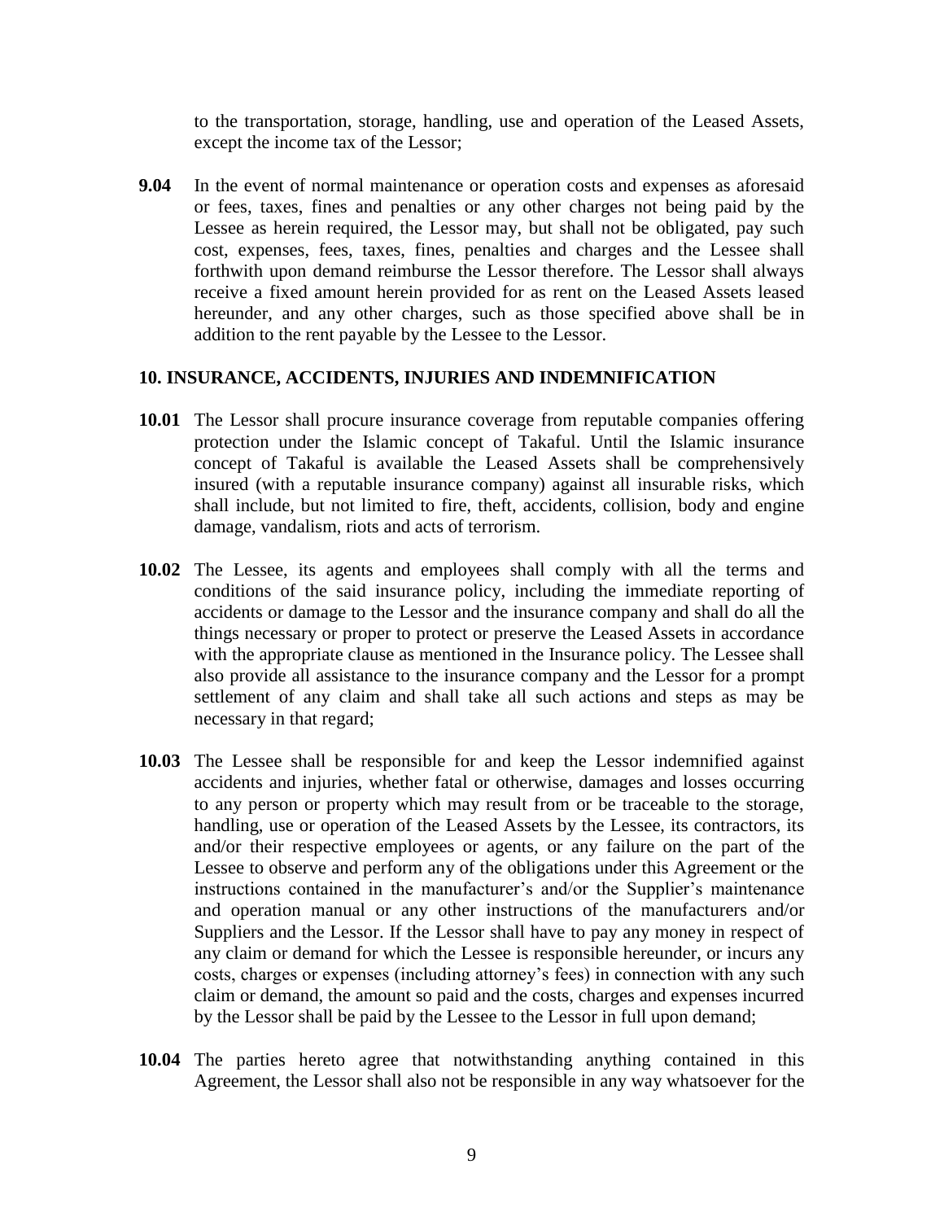to the transportation, storage, handling, use and operation of the Leased Assets, except the income tax of the Lessor;

**9.04** In the event of normal maintenance or operation costs and expenses as aforesaid or fees, taxes, fines and penalties or any other charges not being paid by the Lessee as herein required, the Lessor may, but shall not be obligated, pay such cost, expenses, fees, taxes, fines, penalties and charges and the Lessee shall forthwith upon demand reimburse the Lessor therefore. The Lessor shall always receive a fixed amount herein provided for as rent on the Leased Assets leased hereunder, and any other charges, such as those specified above shall be in addition to the rent payable by the Lessee to the Lessor.

## 10. INSURANCE, ACCIDENTS, INJURIES AND INDEMNIFICATION

**10.01** The Lessor shall procure insurance coverage from reputable companies offering protection under the Islamic concept of Takaful. Until the Islamic insurance concept of Takaful is available the Leased Assets shall be comprehensively insured (with a reputable insurance company) against all insurable risks, which shall include, but not limited to fire, theft, accidents, collision, body and engine damage, vandalism, riots and acts of terrorism.

**10.02** The Lessee, its agents and employees shall comply with all the terms and conditions of the said insurance policy, including the immediate reporting of accidents or damage to the Lessor and the insurance company and shall do all the things necessary or proper to protect or preserve the Leased Assets in accordance with the appropriate clause as mentioned in the Insurance policy. The Lessee shall also provide all assistance to the insurance company and the Lessor for a prompt settlement of any claim and shall take all such actions and steps as may be necessary in that regard;

**10.03** The Lessee shall be responsible for and keep the Lessor indemnified against accidents and injuries, whether fatal or otherwise, damages and losses occurring to any person or property which may result from or be traceable to the storage, handling, use or operation of the Leased Assets by the Lessee, its contractors, its and/or their respective employees or agents, or any failure on the part of the Lessee to observe and perform any of the obligations under this Agreement or the instructions contained in the manufacturer's and/or the Supplier's maintenance and operation manual or any other instructions of the manufacturers and/or Suppliers and the Lessor. If the Lessor shall have to pay any money in respect of any claim or demand for which the Lessee is responsible hereunder, or incurs any costs, charges or expenses (including attorney's fees) in connection with any such claim or demand, the amount so paid and the costs, charges and expenses incurred by the Lessor shall be paid by the Lessee to the Lessor in full upon demand;

**10.04** The parties hereto agree that notwithstanding anything contained in this Agreement, the Lessor shall also not be responsible in any way whatsoever for the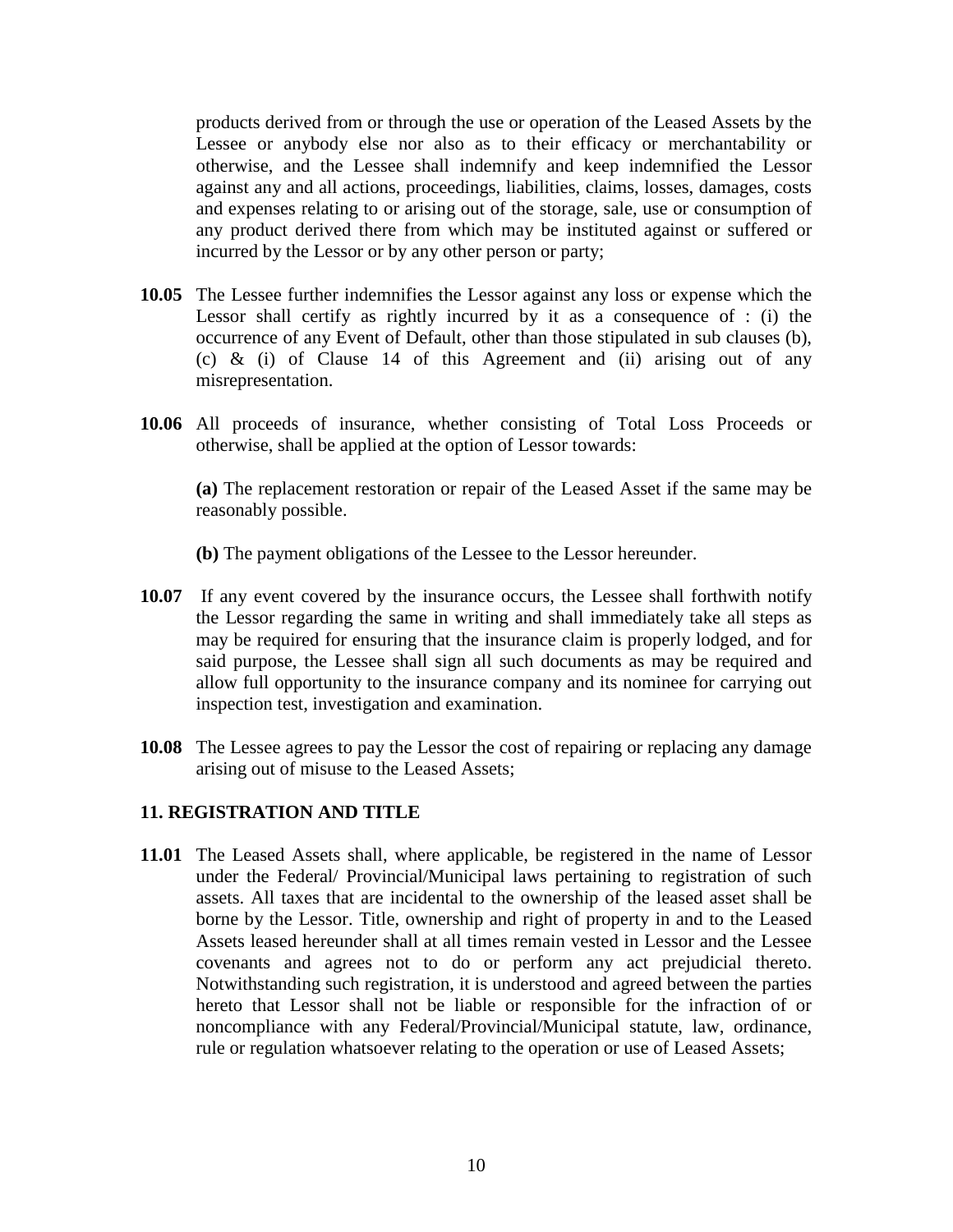products derived from or through the use or operation of the Leased Assets by the Lessee or anybody else nor also as to their efficacy or merchantability or otherwise, and the Lessee shall indemnify and keep indemnified the Lessor against any and all actions, proceedings, liabilities, claims, losses, damages, costs and expenses relating to or arising out of the storage, sale, use or consumption of any product derived there from which may be instituted against or suffered or incurred by the Lessor or by any other person or party;

**10.05** The Lessee further indemnifies the Lessor against any loss or expense which the Lessor shall certify as rightly incurred by it as a consequence of : (i) the occurrence of any Event of Default, other than those stipulated in sub clauses (b), (c) & (i) of Clause 14 of this Agreement and (ii) arising out of any misrepresentation.

**10.06** All proceeds of insurance, whether consisting of Total Loss Proceeds or otherwise, shall be applied at the option of Lessor towards:

**(a)** The replacement restoration or repair of the Leased Asset if the same may be reasonably possible.

**(b)** The payment obligations of the Lessee to the Lessor hereunder.

**10.07** If any event covered by the insurance occurs, the Lessee shall forthwith notify the Lessor regarding the same in writing and shall immediately take all steps as may be required for ensuring that the insurance claim is properly lodged, and for said purpose, the Lessee shall sign all such documents as may be required and allow full opportunity to the insurance company and its nominee for carrying out inspection test, investigation and examination.

**10.08** The Lessee agrees to pay the Lessor the cost of repairing or replacing any damage arising out of misuse to the Leased Assets;

## 11. REGISTRATION AND TITLE

**11.01** The Leased Assets shall, where applicable, be registered in the name of Lessor under the Federal/ Provincial/Municipal laws pertaining to registration of such assets. All taxes that are incidental to the ownership of the leased asset shall be borne by the Lessor. Title, ownership and right of property in and to the Leased Assets leased hereunder shall at all times remain vested in Lessor and the Lessee covenants and agrees not to do or perform any act prejudicial thereto. Notwithstanding such registration, it is understood and agreed between the parties hereto that Lessor shall not be liable or responsible for the infraction of or noncompliance with any Federal/Provincial/Municipal statute, law, ordinance, rule or regulation whatsoever relating to the operation or use of Leased Assets;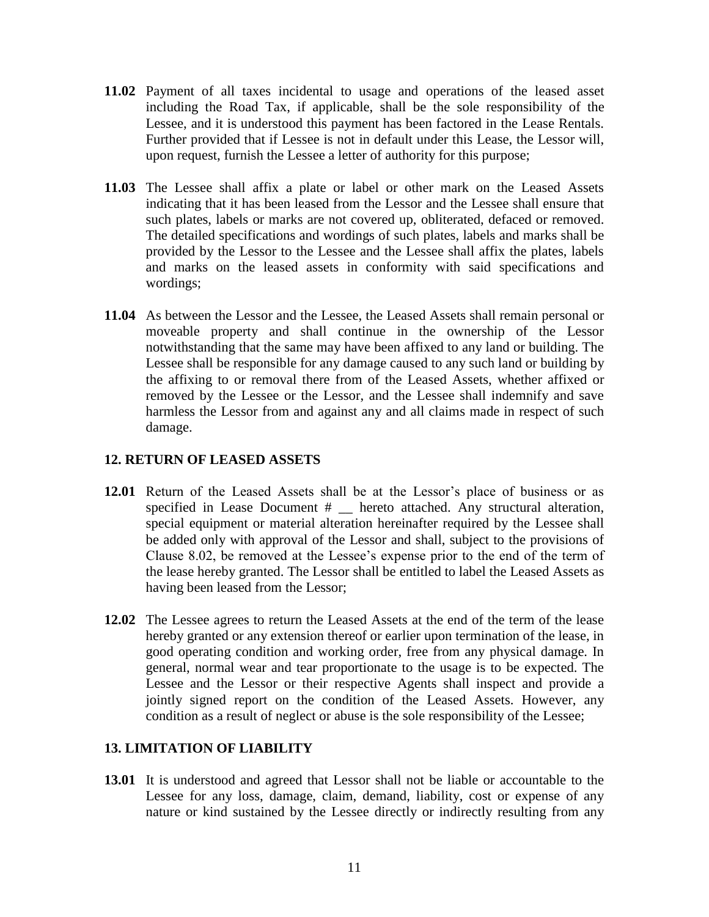**11.02** Payment of all taxes incidental to usage and operations of the leased asset including the Road Tax, if applicable, shall be the sole responsibility of the Lessee, and it is understood this payment has been factored in the Lease Rentals. Further provided that if Lessee is not in default under this Lease, the Lessor will, upon request, furnish the Lessee a letter of authority for this purpose;

**11.03** The Lessee shall affix a plate or label or other mark on the Leased Assets indicating that it has been leased from the Lessor and the Lessee shall ensure that such plates, labels or marks are not covered up, obliterated, defaced or removed. The detailed specifications and wordings of such plates, labels and marks shall be provided by the Lessor to the Lessee and the Lessee shall affix the plates, labels and marks on the leased assets in conformity with said specifications and wordings;

**11.04** As between the Lessor and the Lessee, the Leased Assets shall remain personal or moveable property and shall continue in the ownership of the Lessor notwithstanding that the same may have been affixed to any land or building. The Lessee shall be responsible for any damage caused to any such land or building by the affixing to or removal there from of the Leased Assets, whether affixed or removed by the Lessee or the Lessor, and the Lessee shall indemnify and save harmless the Lessor from and against any and all claims made in respect of such damage.

### 12. RETURN OF LEASED ASSETS

**12.01** Return of the Leased Assets shall be at the Lessor's place of business or as specified in Lease Document # __ hereto attached. Any structural alteration, special equipment or material alteration hereinafter required by the Lessee shall be added only with approval of the Lessor and shall, subject to the provisions of Clause 8.02, be removed at the Lessee's expense prior to the end of the term of the lease hereby granted. The Lessor shall be entitled to label the Leased Assets as having been leased from the Lessor;

**12.02** The Lessee agrees to return the Leased Assets at the end of the term of the lease hereby granted or any extension thereof or earlier upon termination of the lease, in good operating condition and working order, free from any physical damage. In general, normal wear and tear proportionate to the usage is to be expected. The Lessee and the Lessor or their respective Agents shall inspect and provide a jointly signed report on the condition of the Leased Assets. However, any condition as a result of neglect or abuse is the sole responsibility of the Lessee;

### 13. LIMITATION OF LIABILITY

**13.01** It is understood and agreed that Lessor shall not be liable or accountable to the Lessee for any loss, damage, claim, demand, liability, cost or expense of any nature or kind sustained by the Lessee directly or indirectly resulting from any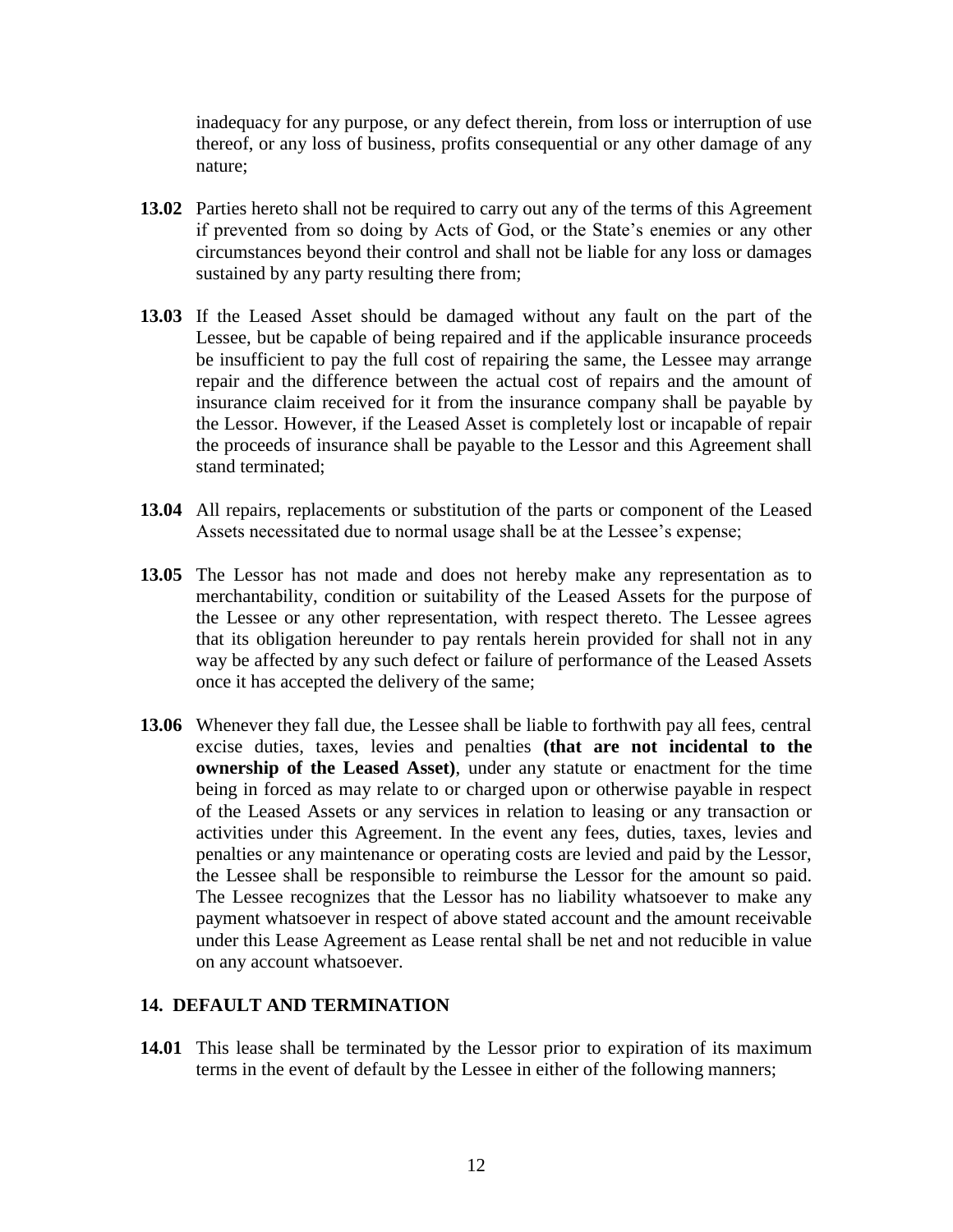inadequacy for any purpose, or any defect therein, from loss or interruption of use thereof, or any loss of business, profits consequential or any other damage of any nature;

**13.02** Parties hereto shall not be required to carry out any of the terms of this Agreement if prevented from so doing by Acts of God, or the State's enemies or any other circumstances beyond their control and shall not be liable for any loss or damages sustained by any party resulting there from;

**13.03** If the Leased Asset should be damaged without any fault on the part of the Lessee, but be capable of being repaired and if the applicable insurance proceeds be insufficient to pay the full cost of repairing the same, the Lessee may arrange repair and the difference between the actual cost of repairs and the amount of insurance claim received for it from the insurance company shall be payable by the Lessor. However, if the Leased Asset is completely lost or incapable of repair the proceeds of insurance shall be payable to the Lessor and this Agreement shall stand terminated;

**13.04** All repairs, replacements or substitution of the parts or component of the Leased Assets necessitated due to normal usage shall be at the Lessee's expense;

**13.05** The Lessor has not made and does not hereby make any representation as to merchantability, condition or suitability of the Leased Assets for the purpose of the Lessee or any other representation, with respect thereto. The Lessee agrees that its obligation hereunder to pay rentals herein provided for shall not in any way be affected by any such defect or failure of performance of the Leased Assets once it has accepted the delivery of the same;

**13.06** Whenever they fall due, the Lessee shall be liable to forthwith pay all fees, central excise duties, taxes, levies and penalties **(that are not incidental to the ownership of the Leased Asset)**, under any statute or enactment for the time being in forced as may relate to or charged upon or otherwise payable in respect of the Leased Assets or any services in relation to leasing or any transaction or activities under this Agreement. In the event any fees, duties, taxes, levies and penalties or any maintenance or operating costs are levied and paid by the Lessor, the Lessee shall be responsible to reimburse the Lessor for the amount so paid. The Lessee recognizes that the Lessor has no liability whatsoever to make any payment whatsoever in respect of above stated account and the amount receivable under this Lease Agreement as Lease rental shall be net and not reducible in value on any account whatsoever.

## 14. DEFAULT AND TERMINATION

**14.01** This lease shall be terminated by the Lessor prior to expiration of its maximum terms in the event of default by the Lessee in either of the following manners;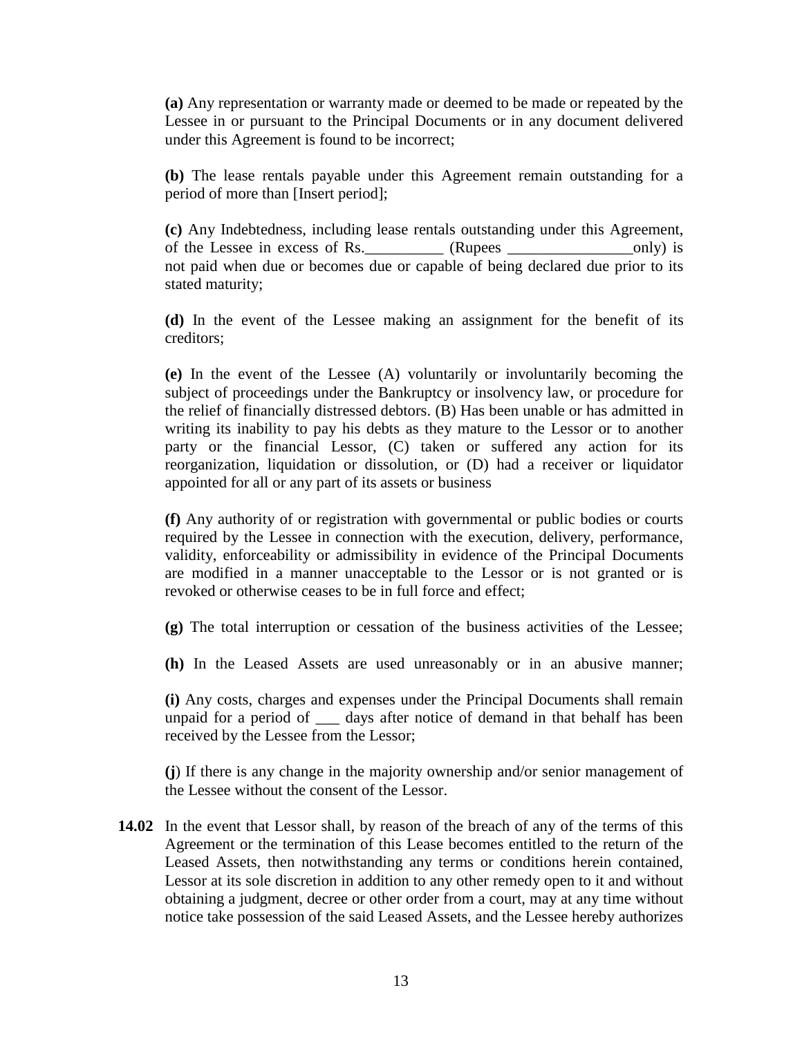**(a)** Any representation or warranty made or deemed to be made or repeated by the Lessee in or pursuant to the Principal Documents or in any document delivered under this Agreement is found to be incorrect;

**(b)** The lease rentals payable under this Agreement remain outstanding for a period of more than [Insert period];

**(c)** Any Indebtedness, including lease rentals outstanding under this Agreement, of the Lessee in excess of Rs.__________ (Rupees ________________only) is not paid when due or becomes due or capable of being declared due prior to its stated maturity;

**(d)** In the event of the Lessee making an assignment for the benefit of its creditors;

**(e)** In the event of the Lessee (A) voluntarily or involuntarily becoming the subject of proceedings under the Bankruptcy or insolvency law, or procedure for the relief of financially distressed debtors. (B) Has been unable or has admitted in writing its inability to pay his debts as they mature to the Lessor or to another party or the financial Lessor, (C) taken or suffered any action for its reorganization, liquidation or dissolution, or (D) had a receiver or liquidator appointed for all or any part of its assets or business

**(f)** Any authority of or registration with governmental or public bodies or courts required by the Lessee in connection with the execution, delivery, performance, validity, enforceability or admissibility in evidence of the Principal Documents are modified in a manner unacceptable to the Lessor or is not granted or is revoked or otherwise ceases to be in full force and effect;

**(g)** The total interruption or cessation of the business activities of the Lessee;

**(h)** In the Leased Assets are used unreasonably or in an abusive manner;

**(i)** Any costs, charges and expenses under the Principal Documents shall remain unpaid for a period of ___ days after notice of demand in that behalf has been received by the Lessee from the Lessor;

**(j**) If there is any change in the majority ownership and/or senior management of the Lessee without the consent of the Lessor.

**14.02** In the event that Lessor shall, by reason of the breach of any of the terms of this Agreement or the termination of this Lease becomes entitled to the return of the Leased Assets, then notwithstanding any terms or conditions herein contained, Lessor at its sole discretion in addition to any other remedy open to it and without obtaining a judgment, decree or other order from a court, may at any time without notice take possession of the said Leased Assets, and the Lessee hereby authorizes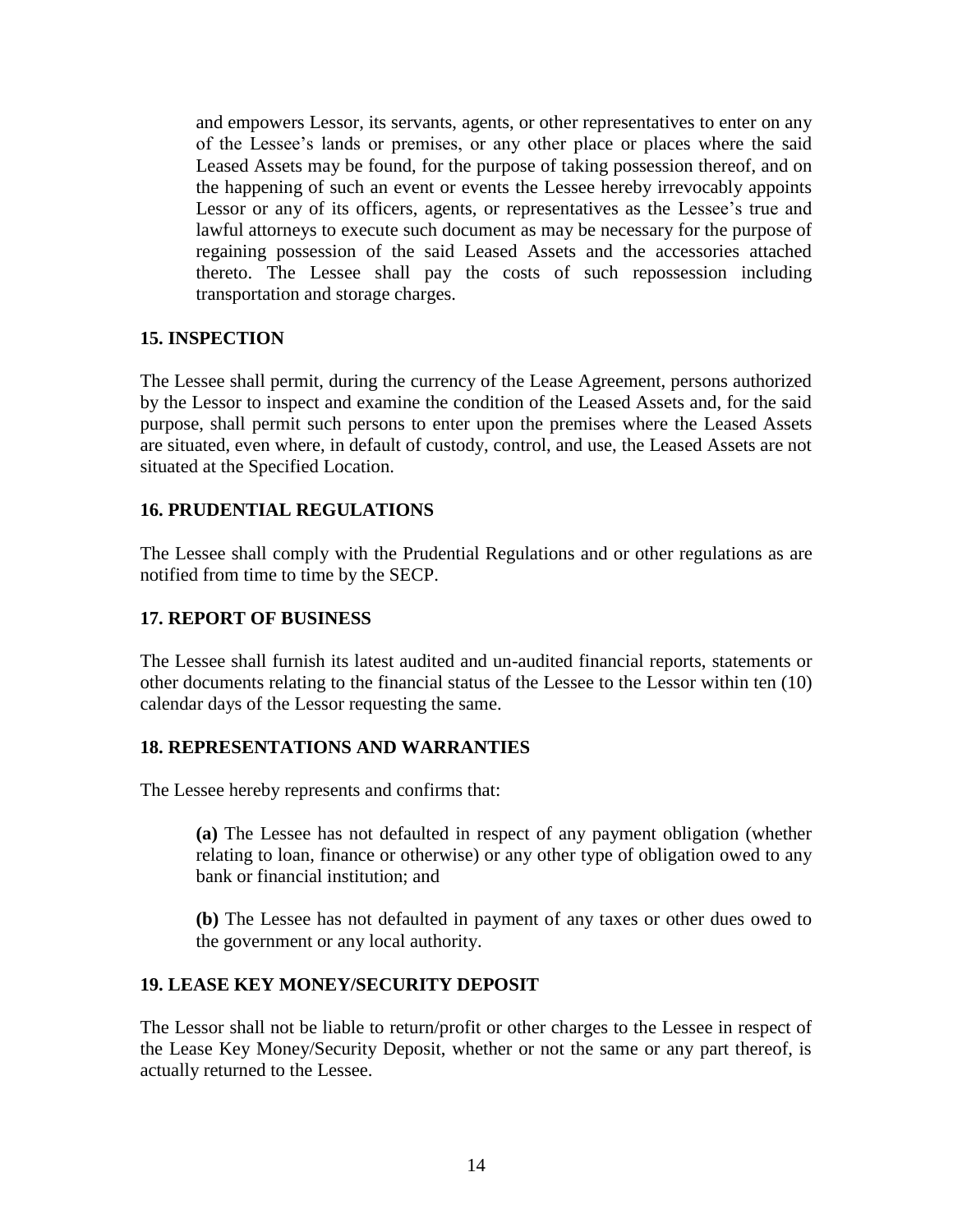and empowers Lessor, its servants, agents, or other representatives to enter on any of the Lessee's lands or premises, or any other place or places where the said Leased Assets may be found, for the purpose of taking possession thereof, and on the happening of such an event or events the Lessee hereby irrevocably appoints Lessor or any of its officers, agents, or representatives as the Lessee's true and lawful attorneys to execute such document as may be necessary for the purpose of regaining possession of the said Leased Assets and the accessories attached thereto. The Lessee shall pay the costs of such repossession including transportation and storage charges.

### 15. INSPECTION

The Lessee shall permit, during the currency of the Lease Agreement, persons authorized by the Lessor to inspect and examine the condition of the Leased Assets and, for the said purpose, shall permit such persons to enter upon the premises where the Leased Assets are situated, even where, in default of custody, control, and use, the Leased Assets are not situated at the Specified Location.

### 16. PRUDENTIAL REGULATIONS

The Lessee shall comply with the Prudential Regulations and or other regulations as are notified from time to time by the SECP.

### 17. REPORT OF BUSINESS

The Lessee shall furnish its latest audited and un-audited financial reports, statements or other documents relating to the financial status of the Lessee to the Lessor within ten (10) calendar days of the Lessor requesting the same.

### 18. REPRESENTATIONS AND WARRANTIES

The Lessee hereby represents and confirms that:

**(a)** The Lessee has not defaulted in respect of any payment obligation (whether relating to loan, finance or otherwise) or any other type of obligation owed to any bank or financial institution; and

**(b)** The Lessee has not defaulted in payment of any taxes or other dues owed to the government or any local authority.

### 19. LEASE KEY MONEY/SECURITY DEPOSIT

The Lessor shall not be liable to return/profit or other charges to the Lessee in respect of the Lease Key Money/Security Deposit, whether or not the same or any part thereof, is actually returned to the Lessee.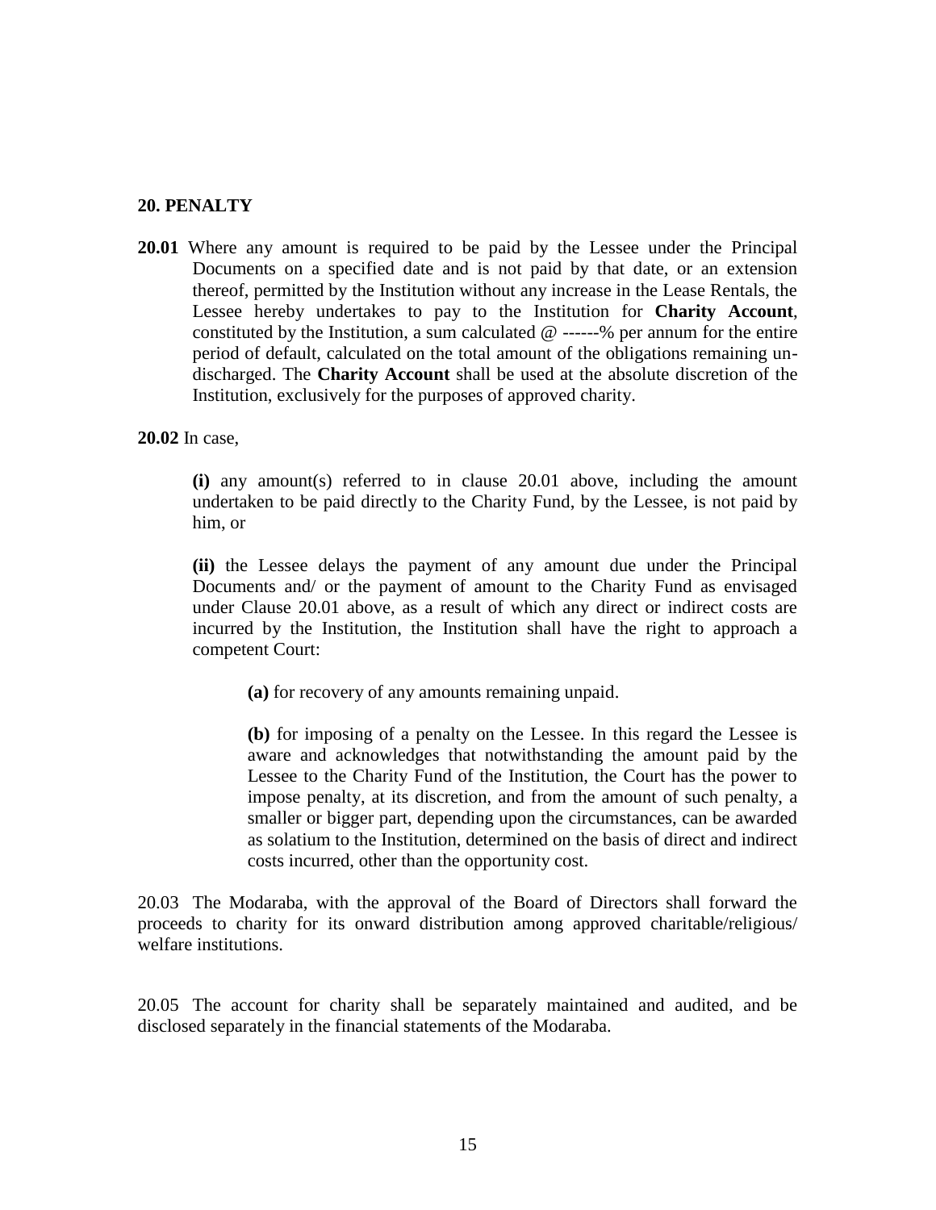## 20. PENALTY

**20.01** Where any amount is required to be paid by the Lessee under the Principal Documents on a specified date and is not paid by that date, or an extension thereof, permitted by the Institution without any increase in the Lease Rentals, the Lessee hereby undertakes to pay to the Institution for **Charity Account**, constituted by the Institution, a sum calculated @ ------% per annum for the entire period of default, calculated on the total amount of the obligations remaining un-discharged. The **Charity Account** shall be used at the absolute discretion of the Institution, exclusively for the purposes of approved charity.

**20.02** In case,

> **(i)** any amount(s) referred to in clause 20.01 above, including the amount undertaken to be paid directly to the Charity Fund, by the Lessee, is not paid by him, or
>
> **(ii)** the Lessee delays the payment of any amount due under the Principal Documents and/ or the payment of amount to the Charity Fund as envisaged under Clause 20.01 above, as a result of which any direct or indirect costs are incurred by the Institution, the Institution shall have the right to approach a competent Court:
>
> > **(a)** for recovery of any amounts remaining unpaid.
> >
> > **(b)** for imposing of a penalty on the Lessee. In this regard the Lessee is aware and acknowledges that notwithstanding the amount paid by the Lessee to the Charity Fund of the Institution, the Court has the power to impose penalty, at its discretion, and from the amount of such penalty, a smaller or bigger part, depending upon the circumstances, can be awarded as solatium to the Institution, determined on the basis of direct and indirect costs incurred, other than the opportunity cost.

20.03 The Modaraba, with the approval of the Board of Directors shall forward the proceeds to charity for its onward distribution among approved charitable/religious/ welfare institutions.

20.05 The account for charity shall be separately maintained and audited, and be disclosed separately in the financial statements of the Modaraba.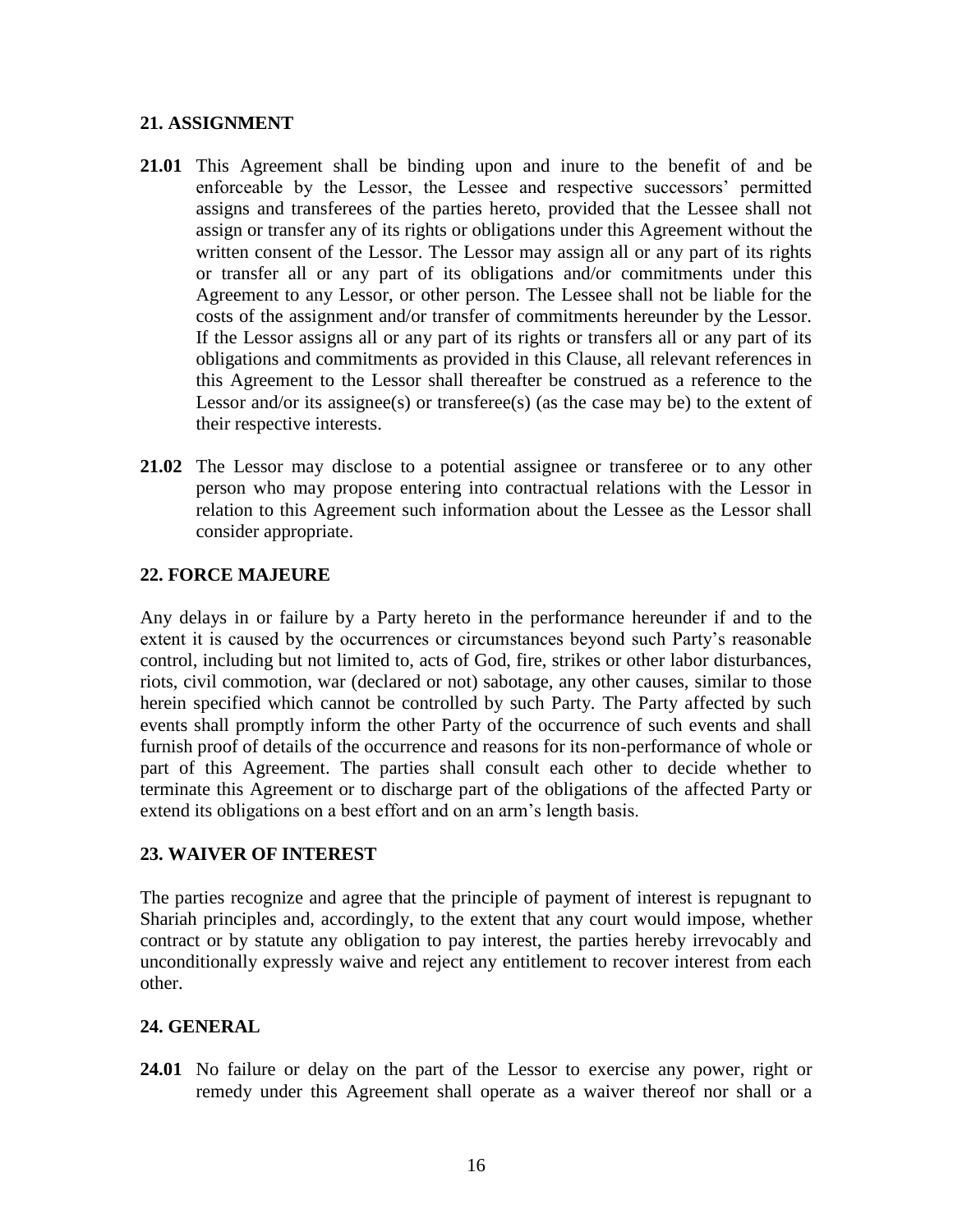## 21. ASSIGNMENT

**21.01** This Agreement shall be binding upon and inure to the benefit of and be enforceable by the Lessor, the Lessee and respective successors' permitted assigns and transferees of the parties hereto, provided that the Lessee shall not assign or transfer any of its rights or obligations under this Agreement without the written consent of the Lessor. The Lessor may assign all or any part of its rights or transfer all or any part of its obligations and/or commitments under this Agreement to any Lessor, or other person. The Lessee shall not be liable for the costs of the assignment and/or transfer of commitments hereunder by the Lessor. If the Lessor assigns all or any part of its rights or transfers all or any part of its obligations and commitments as provided in this Clause, all relevant references in this Agreement to the Lessor shall thereafter be construed as a reference to the Lessor and/or its assignee(s) or transferee(s) (as the case may be) to the extent of their respective interests.

**21.02** The Lessor may disclose to a potential assignee or transferee or to any other person who may propose entering into contractual relations with the Lessor in relation to this Agreement such information about the Lessee as the Lessor shall consider appropriate.

## 22. FORCE MAJEURE

Any delays in or failure by a Party hereto in the performance hereunder if and to the extent it is caused by the occurrences or circumstances beyond such Party's reasonable control, including but not limited to, acts of God, fire, strikes or other labor disturbances, riots, civil commotion, war (declared or not) sabotage, any other causes, similar to those herein specified which cannot be controlled by such Party. The Party affected by such events shall promptly inform the other Party of the occurrence of such events and shall furnish proof of details of the occurrence and reasons for its non-performance of whole or part of this Agreement. The parties shall consult each other to decide whether to terminate this Agreement or to discharge part of the obligations of the affected Party or extend its obligations on a best effort and on an arm's length basis.

## 23. WAIVER OF INTEREST

The parties recognize and agree that the principle of payment of interest is repugnant to Shariah principles and, accordingly, to the extent that any court would impose, whether contract or by statute any obligation to pay interest, the parties hereby irrevocably and unconditionally expressly waive and reject any entitlement to recover interest from each other.

## 24. GENERAL

**24.01** No failure or delay on the part of the Lessor to exercise any power, right or remedy under this Agreement shall operate as a waiver thereof nor shall or a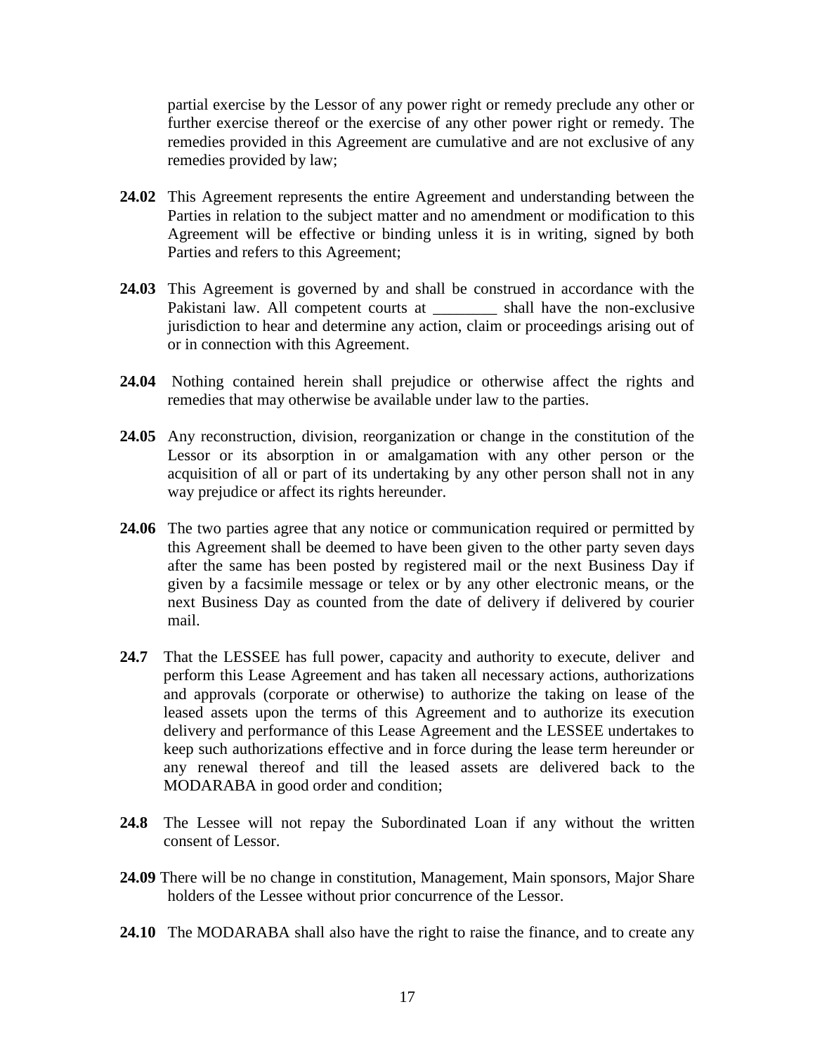partial exercise by the Lessor of any power right or remedy preclude any other or further exercise thereof or the exercise of any other power right or remedy. The remedies provided in this Agreement are cumulative and are not exclusive of any remedies provided by law;

**24.02** This Agreement represents the entire Agreement and understanding between the Parties in relation to the subject matter and no amendment or modification to this Agreement will be effective or binding unless it is in writing, signed by both Parties and refers to this Agreement;

**24.03** This Agreement is governed by and shall be construed in accordance with the Pakistani law. All competent courts at ________ shall have the non-exclusive jurisdiction to hear and determine any action, claim or proceedings arising out of or in connection with this Agreement.

**24.04** Nothing contained herein shall prejudice or otherwise affect the rights and remedies that may otherwise be available under law to the parties.

**24.05** Any reconstruction, division, reorganization or change in the constitution of the Lessor or its absorption in or amalgamation with any other person or the acquisition of all or part of its undertaking by any other person shall not in any way prejudice or affect its rights hereunder.

**24.06** The two parties agree that any notice or communication required or permitted by this Agreement shall be deemed to have been given to the other party seven days after the same has been posted by registered mail or the next Business Day if given by a facsimile message or telex or by any other electronic means, or the next Business Day as counted from the date of delivery if delivered by courier mail.

**24.7** That the LESSEE has full power, capacity and authority to execute, deliver and perform this Lease Agreement and has taken all necessary actions, authorizations and approvals (corporate or otherwise) to authorize the taking on lease of the leased assets upon the terms of this Agreement and to authorize its execution delivery and performance of this Lease Agreement and the LESSEE undertakes to keep such authorizations effective and in force during the lease term hereunder or any renewal thereof and till the leased assets are delivered back to the MODARABA in good order and condition;

**24.8** The Lessee will not repay the Subordinated Loan if any without the written consent of Lessor.

**24.09** There will be no change in constitution, Management, Main sponsors, Major Share holders of the Lessee without prior concurrence of the Lessor.

**24.10** The MODARABA shall also have the right to raise the finance, and to create any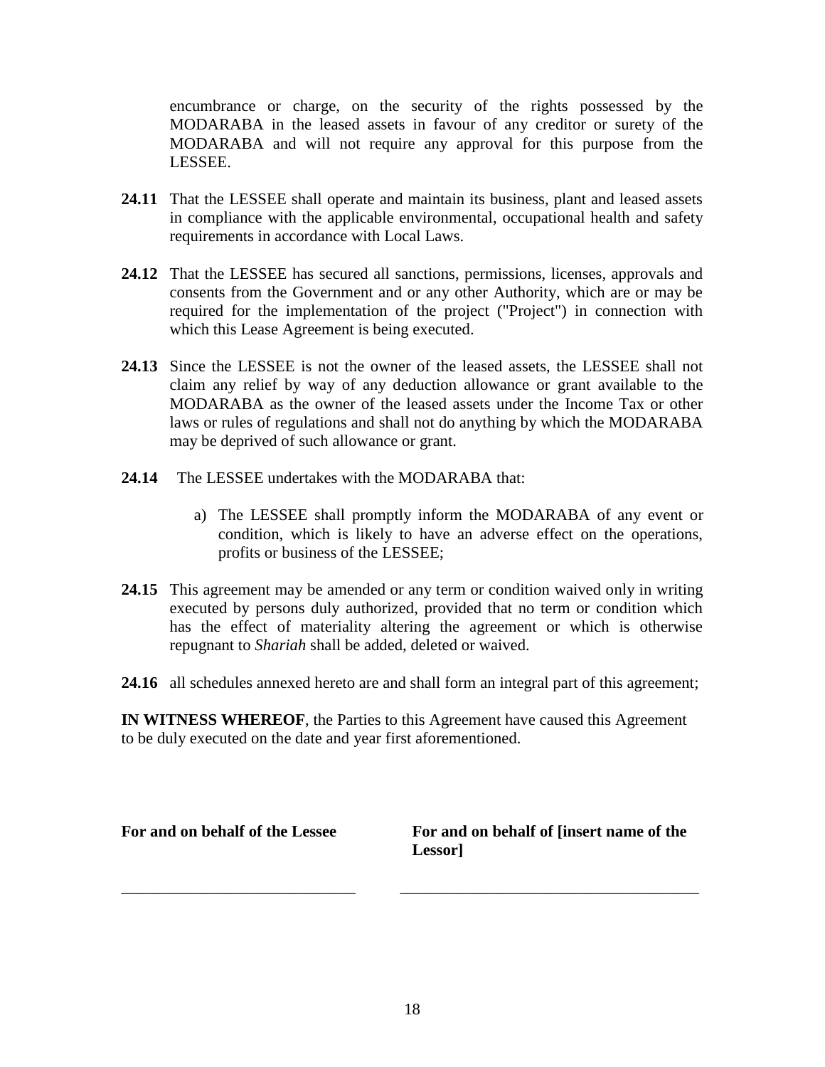encumbrance or charge, on the security of the rights possessed by the MODARABA in the leased assets in favour of any creditor or surety of the MODARABA and will not require any approval for this purpose from the LESSEE.

**24.11** That the LESSEE shall operate and maintain its business, plant and leased assets in compliance with the applicable environmental, occupational health and safety requirements in accordance with Local Laws.

**24.12** That the LESSEE has secured all sanctions, permissions, licenses, approvals and consents from the Government and or any other Authority, which are or may be required for the implementation of the project ("Project") in connection with which this Lease Agreement is being executed.

**24.13** Since the LESSEE is not the owner of the leased assets, the LESSEE shall not claim any relief by way of any deduction allowance or grant available to the MODARABA as the owner of the leased assets under the Income Tax or other laws or rules of regulations and shall not do anything by which the MODARABA may be deprived of such allowance or grant.

**24.14** The LESSEE undertakes with the MODARABA that:

a) The LESSEE shall promptly inform the MODARABA of any event or condition, which is likely to have an adverse effect on the operations, profits or business of the LESSEE;

**24.15** This agreement may be amended or any term or condition waived only in writing executed by persons duly authorized, provided that no term or condition which has the effect of materiality altering the agreement or which is otherwise repugnant to *Shariah* shall be added, deleted or waived.

**24.16** all schedules annexed hereto are and shall form an integral part of this agreement;

**IN WITNESS WHEREOF**, the Parties to this Agreement have caused this Agreement to be duly executed on the date and year first aforementioned.

| **For and on behalf of the Lessee** | **For and on behalf of [insert name of the Lessor]** |
|---|---|
| _____________________________ | _____________________________________ |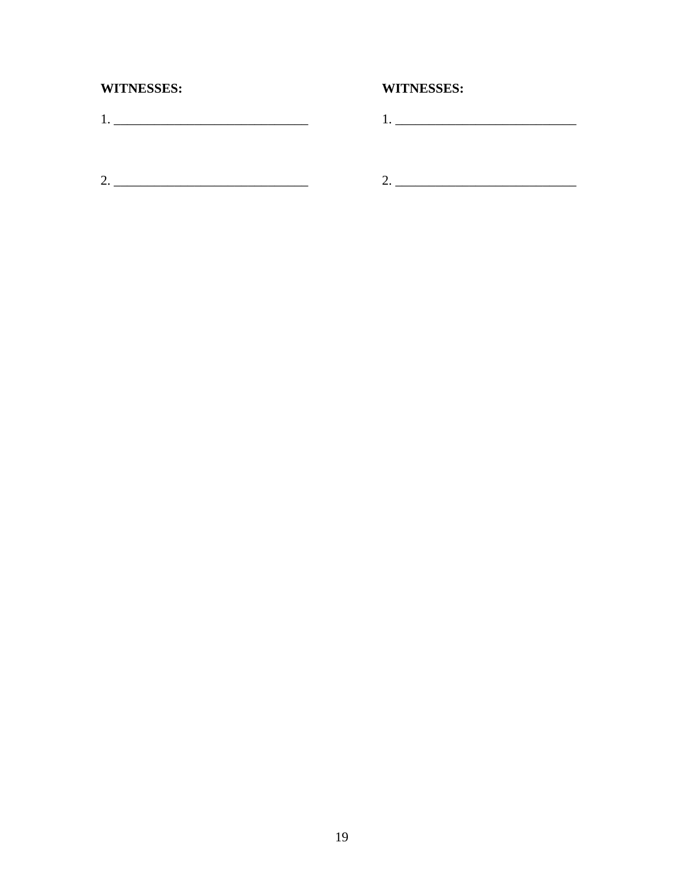**WITNESSES:**

1. ______________________________

2. ______________________________

**WITNESSES:**

1. ____________________________

2. ____________________________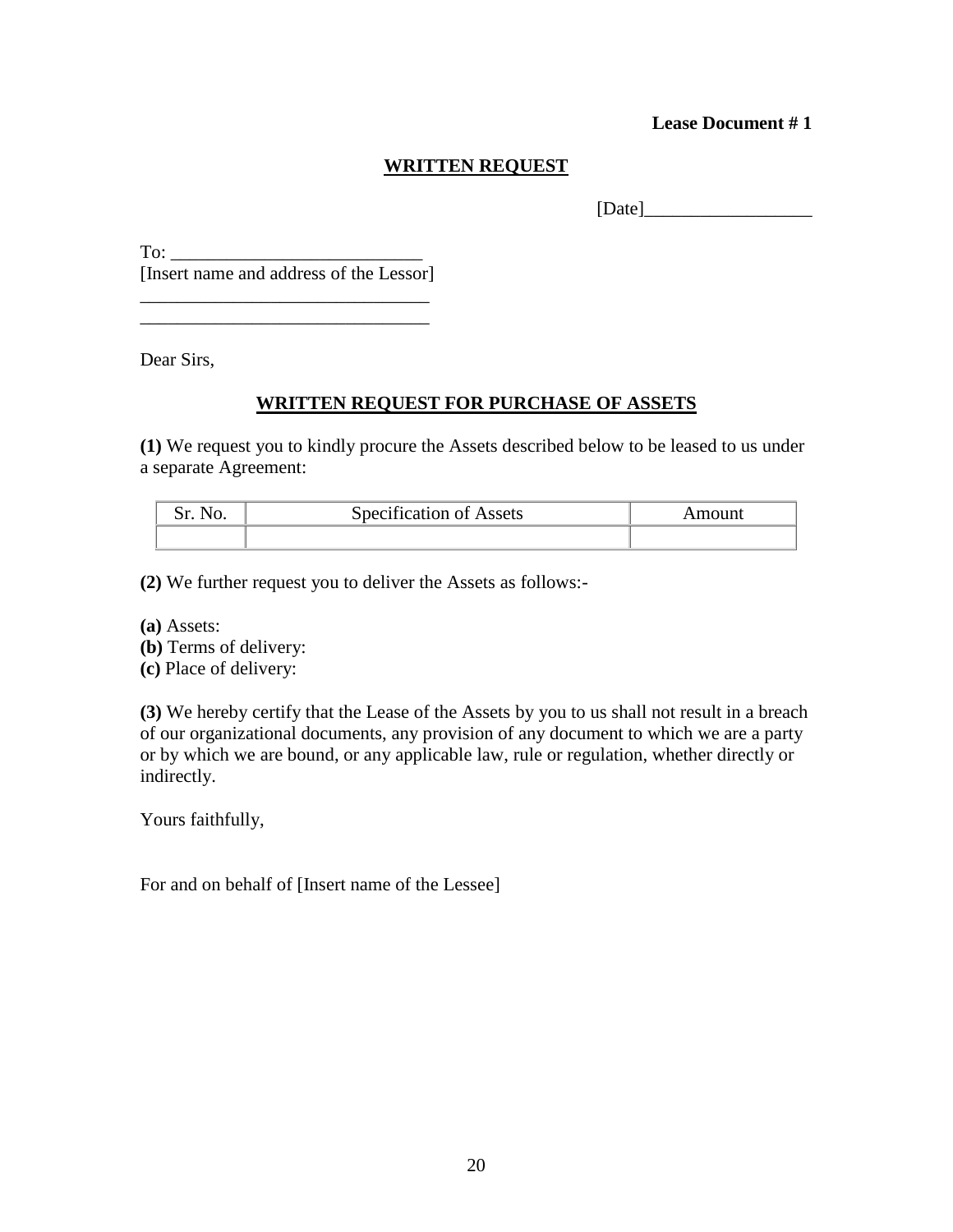**Lease Document # 1**

## WRITTEN REQUEST

[Date]__________________

To: ___________________________
[Insert name and address of the Lessor]
_______________________________
_______________________________

Dear Sirs,

### WRITTEN REQUEST FOR PURCHASE OF ASSETS

**(1)** We request you to kindly procure the Assets described below to be leased to us under a separate Agreement:

| Sr. No. | Specification of Assets | Amount |
|---|---|---|
| | | |

**(2)** We further request you to deliver the Assets as follows:-

**(a)** Assets:
**(b)** Terms of delivery:
**(c)** Place of delivery:

**(3)** We hereby certify that the Lease of the Assets by you to us shall not result in a breach of our organizational documents, any provision of any document to which we are a party or by which we are bound, or any applicable law, rule or regulation, whether directly or indirectly.

Yours faithfully,

For and on behalf of [Insert name of the Lessee]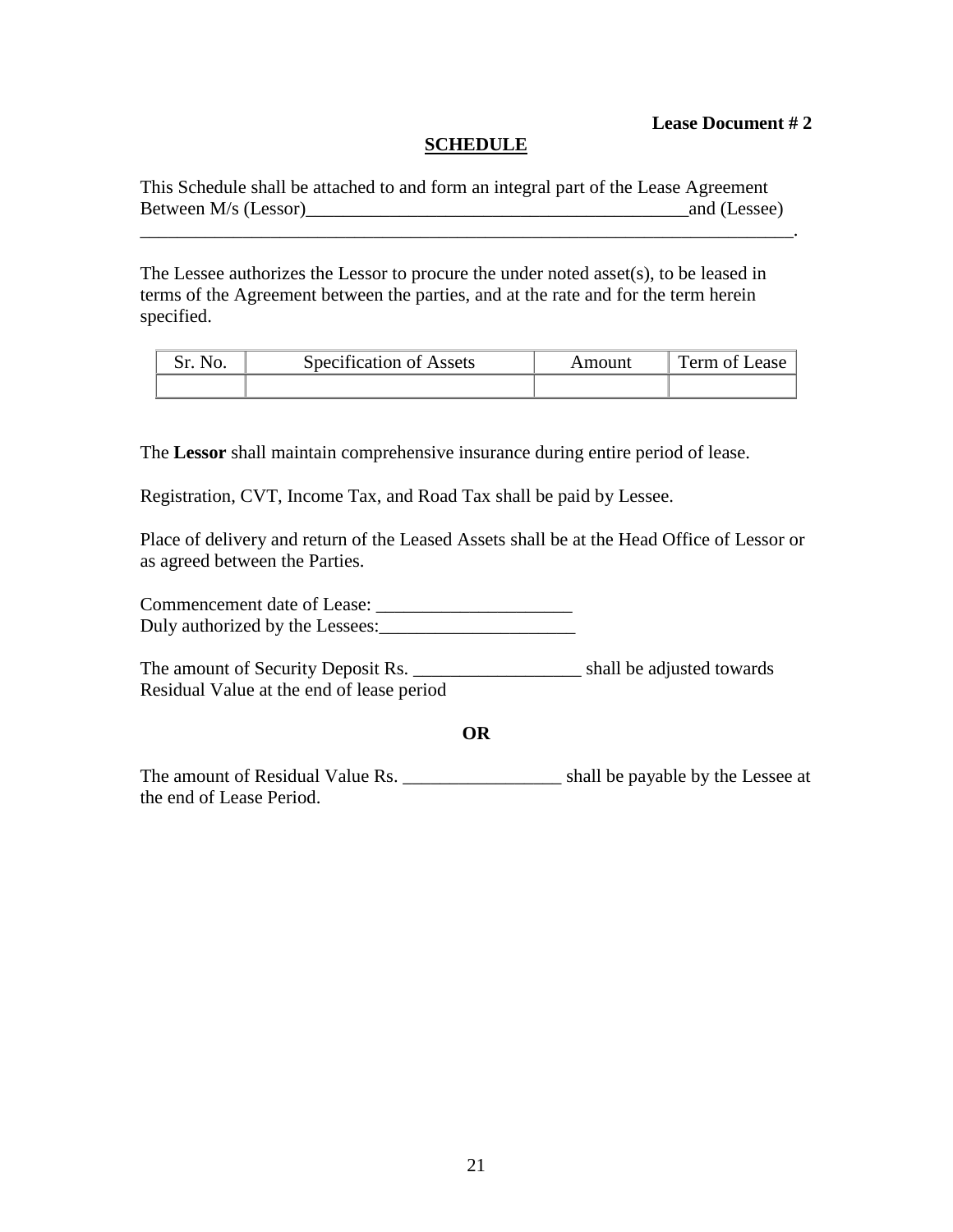**Lease Document # 2**

**SCHEDULE**

This Schedule shall be attached to and form an integral part of the Lease Agreement Between M/s (Lessor)__________________________________________and (Lessee) _________________________________________________________________________.

The Lessee authorizes the Lessor to procure the under noted asset(s), to be leased in terms of the Agreement between the parties, and at the rate and for the term herein specified.

| Sr. No. | Specification of Assets | Amount | Term of Lease |
|---|---|---|---|
| | | | |

The **Lessor** shall maintain comprehensive insurance during entire period of lease.

Registration, CVT, Income Tax, and Road Tax shall be paid by Lessee.

Place of delivery and return of the Leased Assets shall be at the Head Office of Lessor or as agreed between the Parties.

Commencement date of Lease: _____________________
Duly authorized by the Lessees:_____________________

The amount of Security Deposit Rs. __________________ shall be adjusted towards Residual Value at the end of lease period

**OR**

The amount of Residual Value Rs. _________________ shall be payable by the Lessee at the end of Lease Period.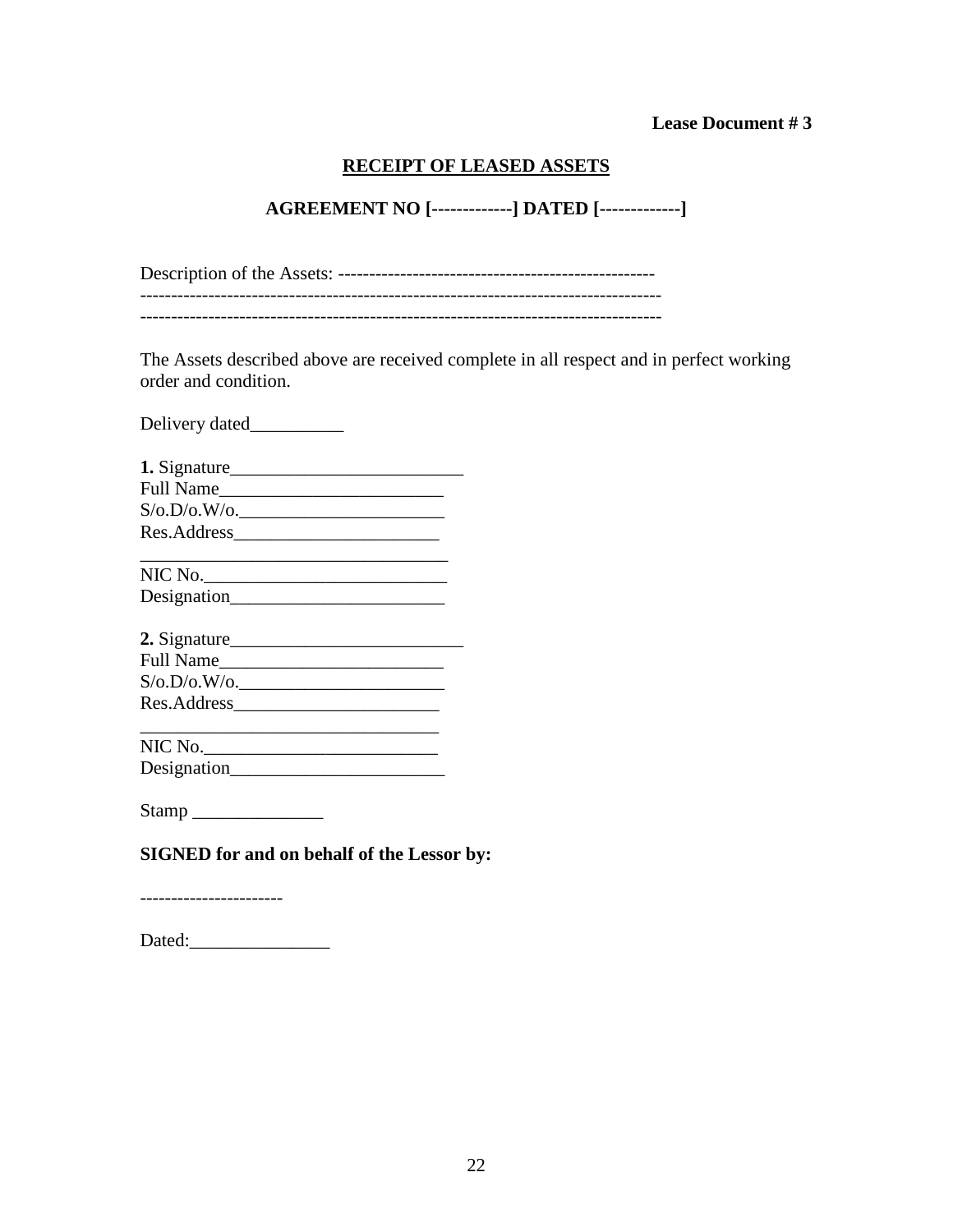**Lease Document # 3**

## RECEIPT OF LEASED ASSETS

### AGREEMENT NO [-------------] DATED [-------------]

Description of the Assets: ---------------------------------------------------
---------------------------------------------------------------------------------
---------------------------------------------------------------------------------

The Assets described above are received complete in all respect and in perfect working order and condition.

Delivery dated__________

**1.** Signature_________________________
Full Name________________________
S/o.D/o.W/o.______________________
Res.Address______________________
_________________________________
NIC No.__________________________
Designation_______________________

**2.** Signature_________________________
Full Name________________________
S/o.D/o.W/o.______________________
Res.Address______________________
________________________________
NIC No._________________________
Designation_______________________

Stamp ______________

**SIGNED for and on behalf of the Lessor by:**

----------------------

Dated:_______________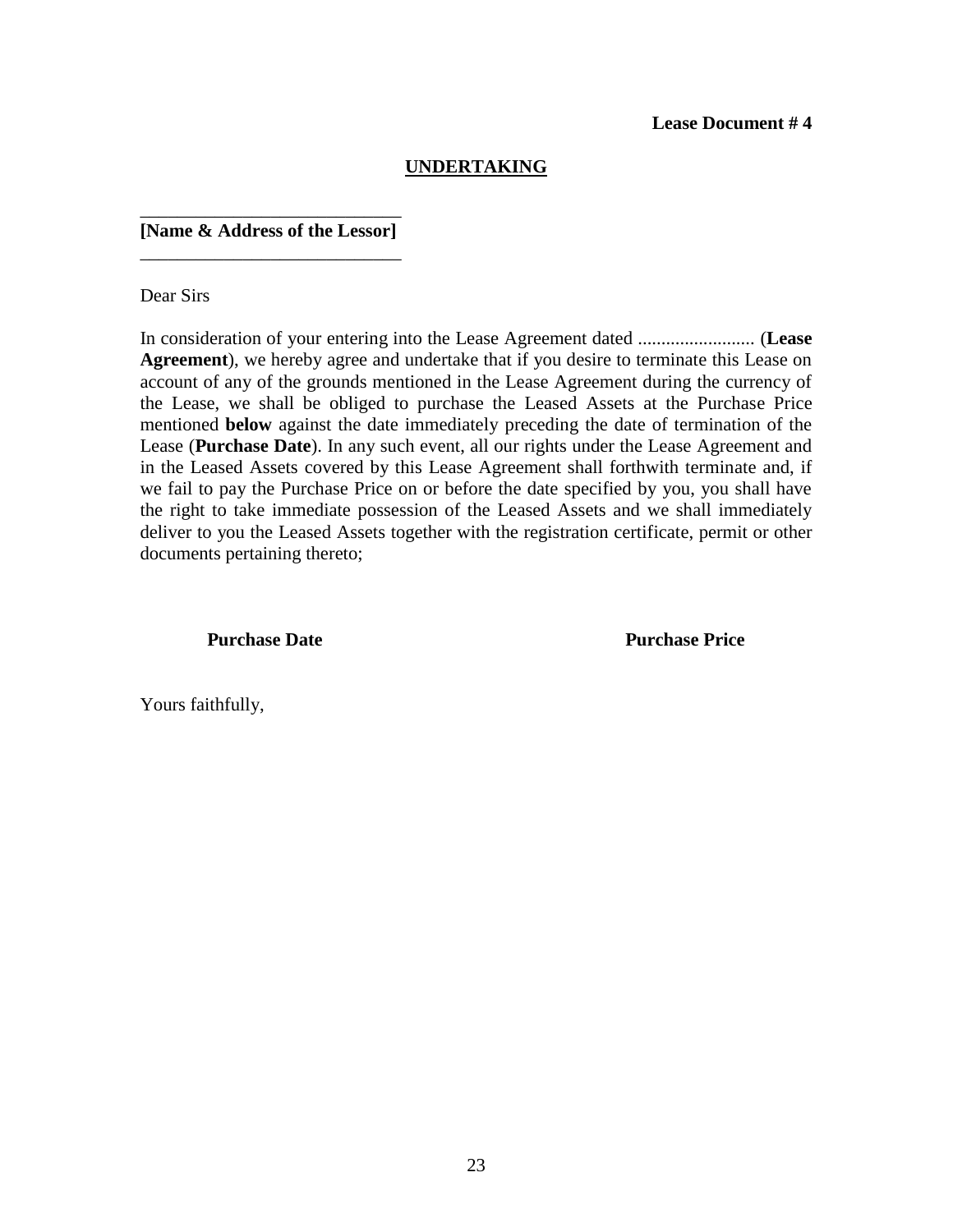**Lease Document # 4**

## UNDERTAKING

\_\_\_\_\_\_\_\_\_\_\_\_\_\_\_\_\_\_\_\_\_\_\_\_\_\_\_\_
**[Name & Address of the Lessor]**
\_\_\_\_\_\_\_\_\_\_\_\_\_\_\_\_\_\_\_\_\_\_\_\_\_\_\_\_

Dear Sirs

In consideration of your entering into the Lease Agreement dated ......................... (**Lease Agreement**), we hereby agree and undertake that if you desire to terminate this Lease on account of any of the grounds mentioned in the Lease Agreement during the currency of the Lease, we shall be obliged to purchase the Leased Assets at the Purchase Price mentioned **below** against the date immediately preceding the date of termination of the Lease (**Purchase Date**). In any such event, all our rights under the Lease Agreement and in the Leased Assets covered by this Lease Agreement shall forthwith terminate and, if we fail to pay the Purchase Price on or before the date specified by you, you shall have the right to take immediate possession of the Leased Assets and we shall immediately deliver to you the Leased Assets together with the registration certificate, permit or other documents pertaining thereto;

| Purchase Date | Purchase Price |
| --- | --- |

Yours faithfully,